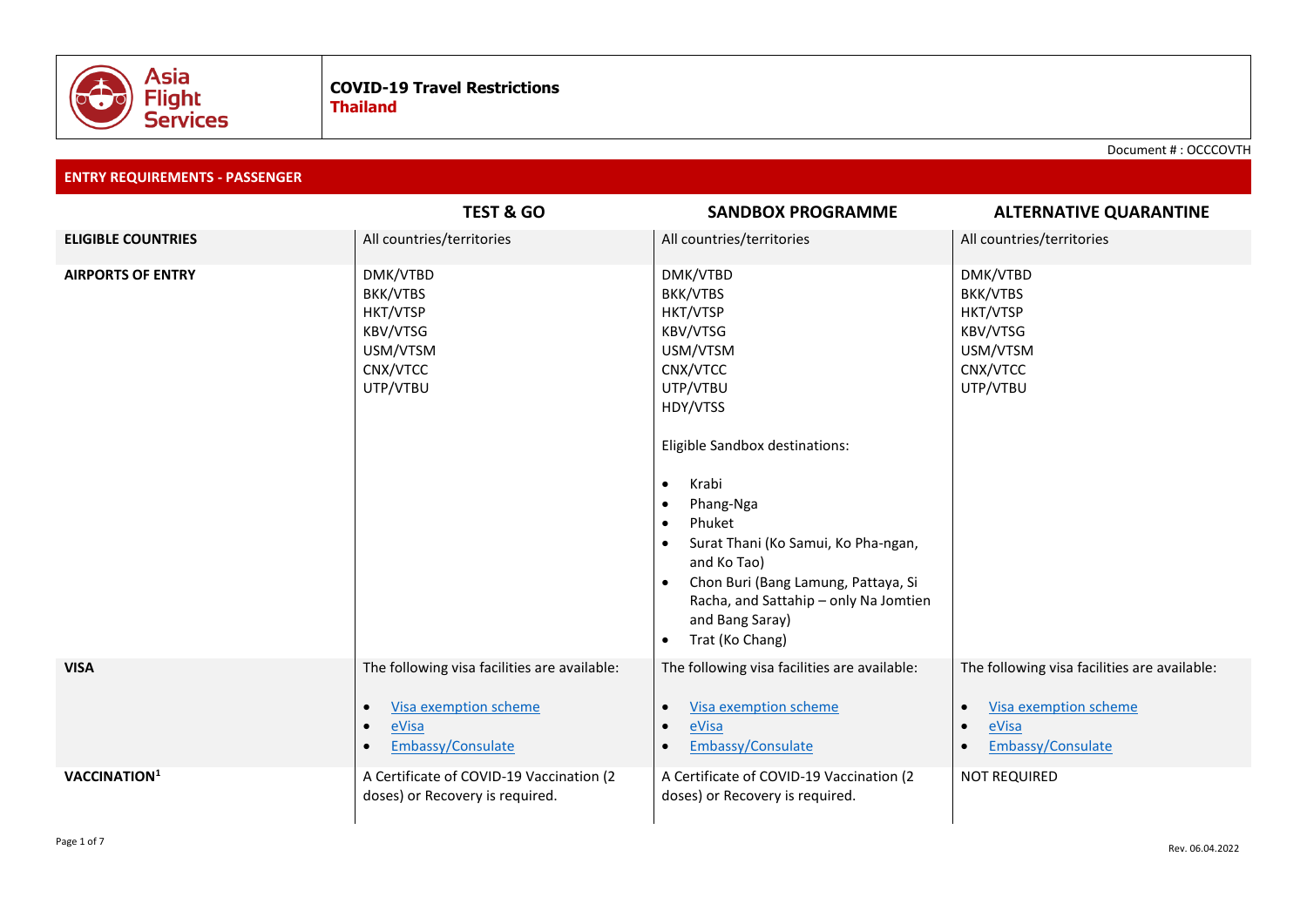# COVID-19 Travel Restrictions
## Thailand

Document # : OCCCOVTH

## ENTRY REQUIREMENTS - PASSENGER

| | TEST & GO | SANDBOX PROGRAMME | ALTERNATIVE QUARANTINE |
|---|---|---|---|
| **ELIGIBLE COUNTRIES** | All countries/territories | All countries/territories | All countries/territories |
| **AIRPORTS OF ENTRY** | DMK/VTBD<br>BKK/VTBS<br>HKT/VTSP<br>KBV/VTSG<br>USM/VTSM<br>CNX/VTCC<br>UTP/VTBU | DMK/VTBD<br>BKK/VTBS<br>HKT/VTSP<br>KBV/VTSG<br>USM/VTSM<br>CNX/VTCC<br>UTP/VTBU<br>HDY/VTSS<br><br>Eligible Sandbox destinations:<br><br>• Krabi<br>• Phang-Nga<br>• Phuket<br>• Surat Thani (Ko Samui, Ko Pha-ngan, and Ko Tao)<br>• Chon Buri (Bang Lamung, Pattaya, Si Racha, and Sattahip – only Na Jomtien and Bang Saray)<br>• Trat (Ko Chang) | DMK/VTBD<br>BKK/VTBS<br>HKT/VTSP<br>KBV/VTSG<br>USM/VTSM<br>CNX/VTCC<br>UTP/VTBU |
| **VISA** | The following visa facilities are available:<br><br>• Visa exemption scheme<br>• eVisa<br>• Embassy/Consulate | The following visa facilities are available:<br><br>• Visa exemption scheme<br>• eVisa<br>• Embassy/Consulate | The following visa facilities are available:<br><br>• Visa exemption scheme<br>• eVisa<br>• Embassy/Consulate |
| **VACCINATION**[1] | A Certificate of COVID-19 Vaccination (2 doses) or Recovery is required. | A Certificate of COVID-19 Vaccination (2 doses) or Recovery is required. | NOT REQUIRED |

Rev. 06.04.2022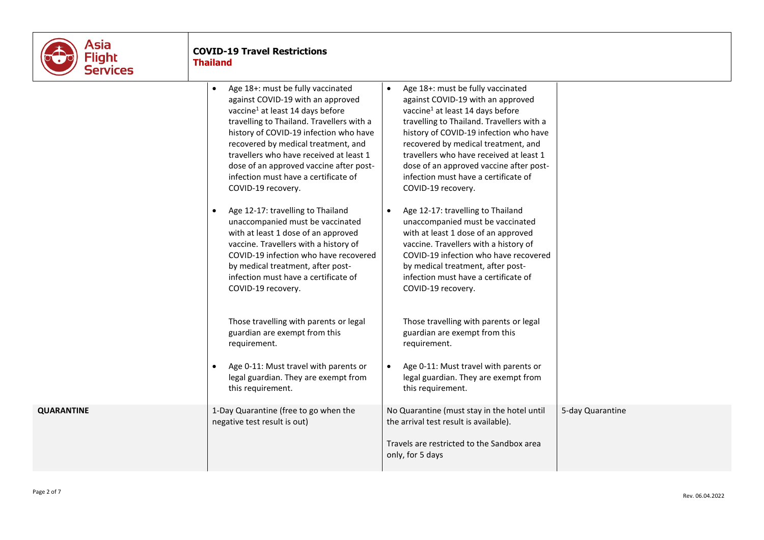| | | | |
|---|---|---|---|
| | • Age 18+: must be fully vaccinated against COVID-19 with an approved vaccine[1] at least 14 days before travelling to Thailand. Travellers with a history of COVID-19 infection who have recovered by medical treatment, and travellers who have received at least 1 dose of an approved vaccine after post-infection must have a certificate of COVID-19 recovery.<br><br>• Age 12-17: travelling to Thailand unaccompanied must be vaccinated with at least 1 dose of an approved vaccine. Travellers with a history of COVID-19 infection who have recovered by medical treatment, after post-infection must have a certificate of COVID-19 recovery.<br><br>Those travelling with parents or legal guardian are exempt from this requirement.<br><br>• Age 0-11: Must travel with parents or legal guardian. They are exempt from this requirement. | • Age 18+: must be fully vaccinated against COVID-19 with an approved vaccine[1] at least 14 days before travelling to Thailand. Travellers with a history of COVID-19 infection who have recovered by medical treatment, and travellers who have received at least 1 dose of an approved vaccine after post-infection must have a certificate of COVID-19 recovery.<br><br>• Age 12-17: travelling to Thailand unaccompanied must be vaccinated with at least 1 dose of an approved vaccine. Travellers with a history of COVID-19 infection who have recovered by medical treatment, after post-infection must have a certificate of COVID-19 recovery.<br><br>Those travelling with parents or legal guardian are exempt from this requirement.<br><br>• Age 0-11: Must travel with parents or legal guardian. They are exempt from this requirement. | |
| **QUARANTINE** | 1-Day Quarantine (free to go when the negative test result is out) | No Quarantine (must stay in the hotel until the arrival test result is available).<br><br>Travels are restricted to the Sandbox area only, for 5 days | 5-day Quarantine |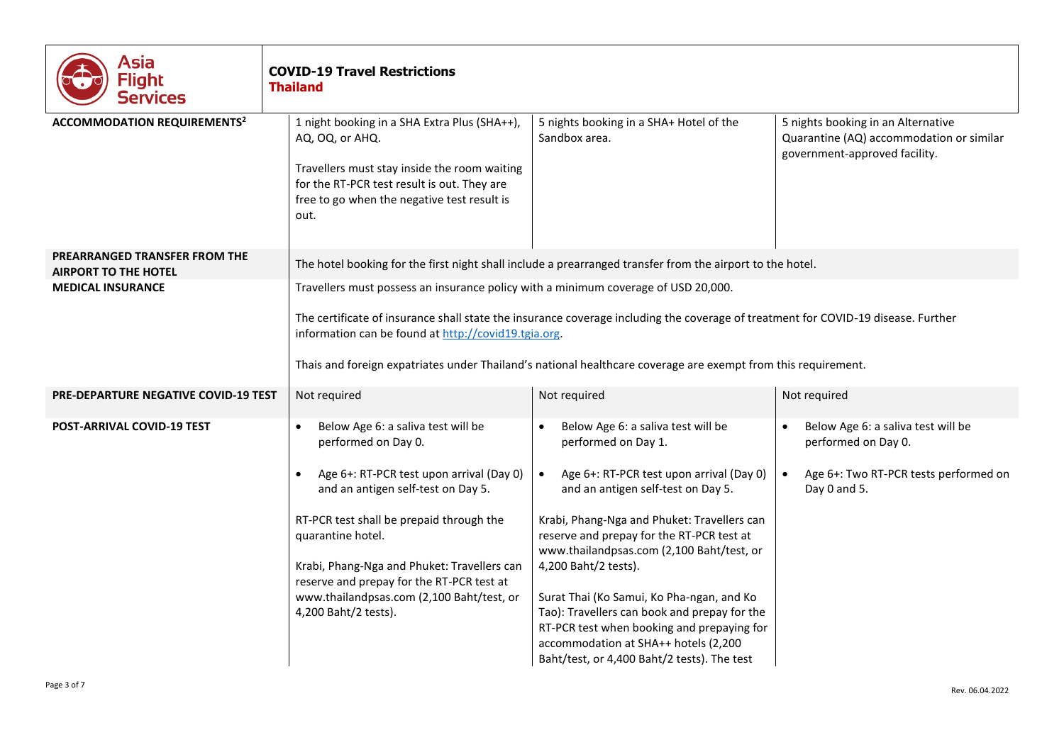**COVID-19 Travel Restrictions**
**Thailand**

| | | | |
|---|---|---|---|
| **ACCOMMODATION REQUIREMENTS**[2] | 1 night booking in a SHA Extra Plus (SHA++), AQ, OQ, or AHQ.<br><br>Travellers must stay inside the room waiting for the RT-PCR test result is out. They are free to go when the negative test result is out. | 5 nights booking in a SHA+ Hotel of the Sandbox area. | 5 nights booking in an Alternative Quarantine (AQ) accommodation or similar government-approved facility. |
| **PREARRANGED TRANSFER FROM THE AIRPORT TO THE HOTEL** | The hotel booking for the first night shall include a prearranged transfer from the airport to the hotel. | | |
| **MEDICAL INSURANCE** | Travellers must possess an insurance policy with a minimum coverage of USD 20,000.<br><br>The certificate of insurance shall state the insurance coverage including the coverage of treatment for COVID-19 disease. Further information can be found at http://covid19.tgia.org.<br><br>Thais and foreign expatriates under Thailand's national healthcare coverage are exempt from this requirement. | | |
| **PRE-DEPARTURE NEGATIVE COVID-19 TEST** | Not required | Not required | Not required |
| **POST-ARRIVAL COVID-19 TEST** | • Below Age 6: a saliva test will be performed on Day 0.<br>• Age 6+: RT-PCR test upon arrival (Day 0) and an antigen self-test on Day 5.<br><br>RT-PCR test shall be prepaid through the quarantine hotel.<br><br>Krabi, Phang-Nga and Phuket: Travellers can reserve and prepay for the RT-PCR test at www.thailandpsas.com (2,100 Baht/test, or 4,200 Baht/2 tests). | • Below Age 6: a saliva test will be performed on Day 1.<br>• Age 6+: RT-PCR test upon arrival (Day 0) and an antigen self-test on Day 5.<br><br>Krabi, Phang-Nga and Phuket: Travellers can reserve and prepay for the RT-PCR test at www.thailandpsas.com (2,100 Baht/test, or 4,200 Baht/2 tests).<br><br>Surat Thai (Ko Samui, Ko Pha-ngan, and Ko Tao): Travellers can book and prepay for the RT-PCR test when booking and prepaying for accommodation at SHA++ hotels (2,200 Baht/test, or 4,400 Baht/2 tests). The test | • Below Age 6: a saliva test will be performed on Day 0.<br>• Age 6+: Two RT-PCR tests performed on Day 0 and 5. |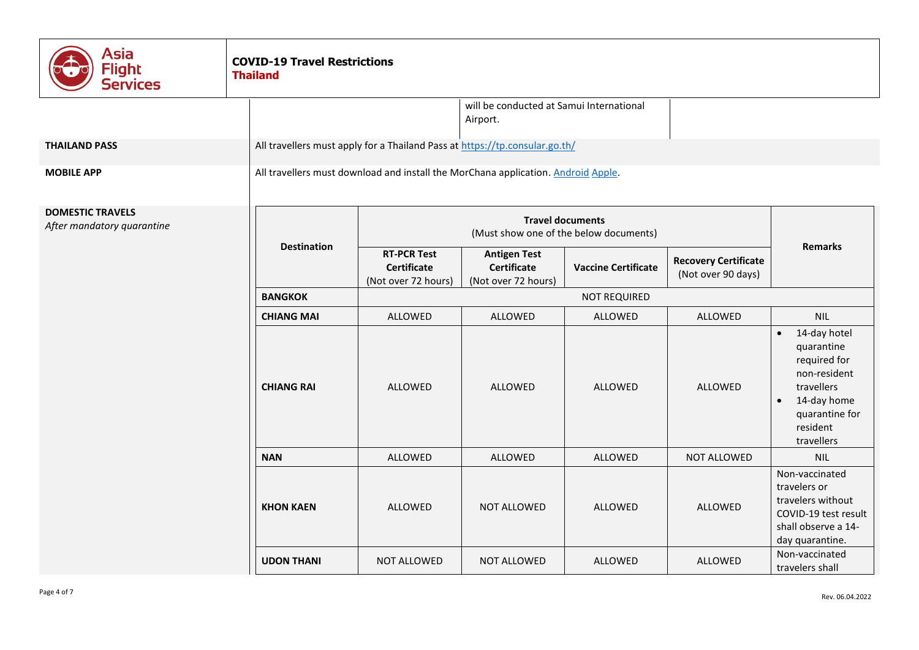will be conducted at Samui International Airport.

**THAILAND PASS**

All travellers must apply for a Thailand Pass at https://tp.consular.go.th/

**MOBILE APP**

All travellers must download and install the MorChana application. Android Apple.

**DOMESTIC TRAVELS**
*After mandatory quarantine*

| Destination | Travel documents (Must show one of the below documents) | | | | Remarks |
|---|---|---|---|---|---|
| | **RT-PCR Test Certificate** (Not over 72 hours) | **Antigen Test Certificate** (Not over 72 hours) | **Vaccine Certificate** | **Recovery Certificate** (Not over 90 days) | |
| **BANGKOK** | NOT REQUIRED | | | | |
| **CHIANG MAI** | ALLOWED | ALLOWED | ALLOWED | ALLOWED | NIL |
| **CHIANG RAI** | ALLOWED | ALLOWED | ALLOWED | ALLOWED | • 14-day hotel quarantine required for non-resident travellers<br>• 14-day home quarantine for resident travellers |
| **NAN** | ALLOWED | ALLOWED | ALLOWED | NOT ALLOWED | NIL |
| **KHON KAEN** | ALLOWED | NOT ALLOWED | ALLOWED | ALLOWED | Non-vaccinated travelers or travelers without COVID-19 test result shall observe a 14-day quarantine. |
| **UDON THANI** | NOT ALLOWED | NOT ALLOWED | ALLOWED | ALLOWED | Non-vaccinated travelers shall |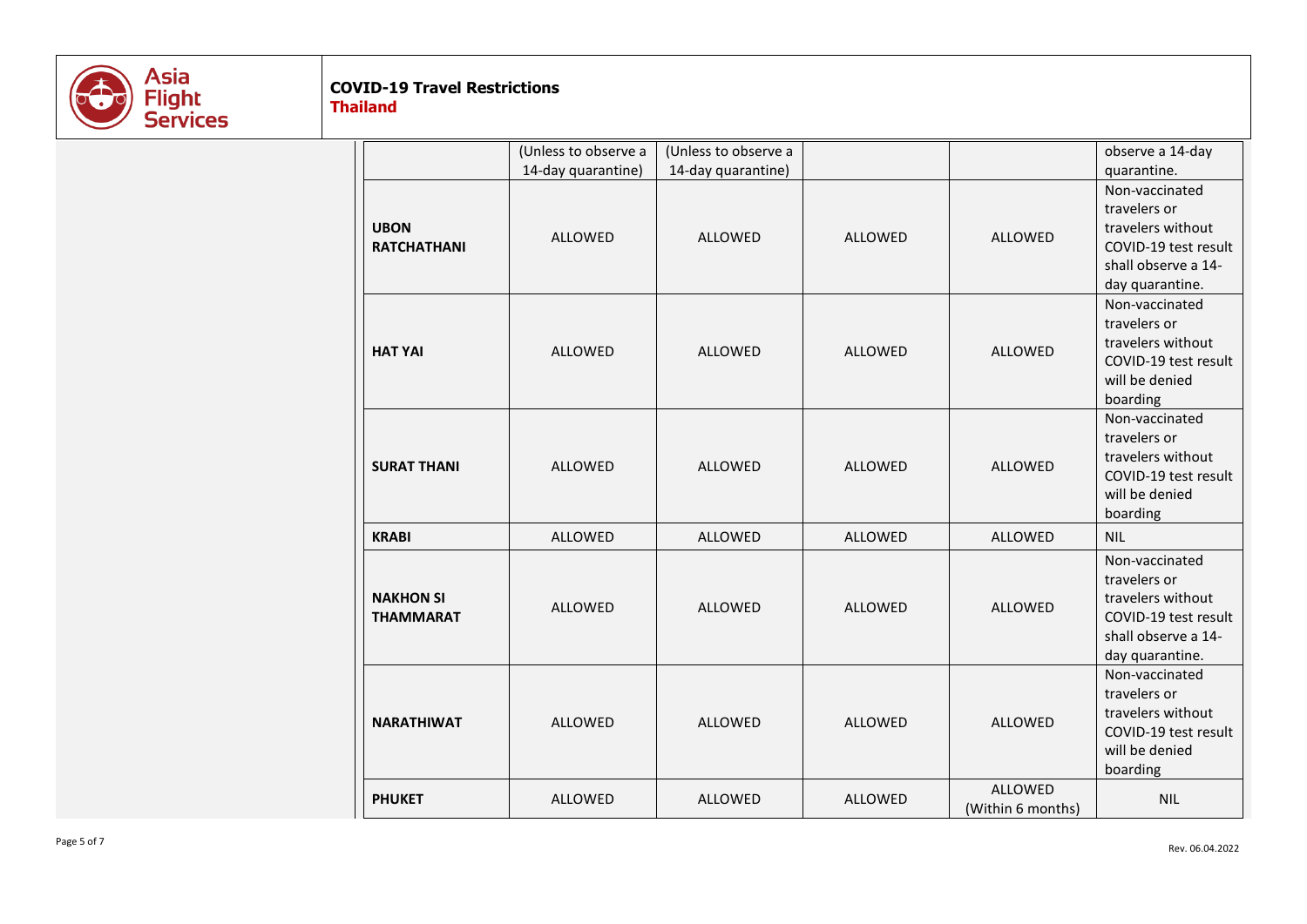| | | | | | |
|---|---|---|---|---|---|
| | (Unless to observe a 14-day quarantine) | (Unless to observe a 14-day quarantine) | | | observe a 14-day quarantine. |
| **UBON RATCHATHANI** | ALLOWED | ALLOWED | ALLOWED | ALLOWED | Non-vaccinated travelers or travelers without COVID-19 test result shall observe a 14-day quarantine. |
| **HAT YAI** | ALLOWED | ALLOWED | ALLOWED | ALLOWED | Non-vaccinated travelers or travelers without COVID-19 test result will be denied boarding |
| **SURAT THANI** | ALLOWED | ALLOWED | ALLOWED | ALLOWED | Non-vaccinated travelers or travelers without COVID-19 test result will be denied boarding |
| **KRABI** | ALLOWED | ALLOWED | ALLOWED | ALLOWED | NIL |
| **NAKHON SI THAMMARAT** | ALLOWED | ALLOWED | ALLOWED | ALLOWED | Non-vaccinated travelers or travelers without COVID-19 test result shall observe a 14-day quarantine. |
| **NARATHIWAT** | ALLOWED | ALLOWED | ALLOWED | ALLOWED | Non-vaccinated travelers or travelers without COVID-19 test result will be denied boarding |
| **PHUKET** | ALLOWED | ALLOWED | ALLOWED | ALLOWED (Within 6 months) | NIL |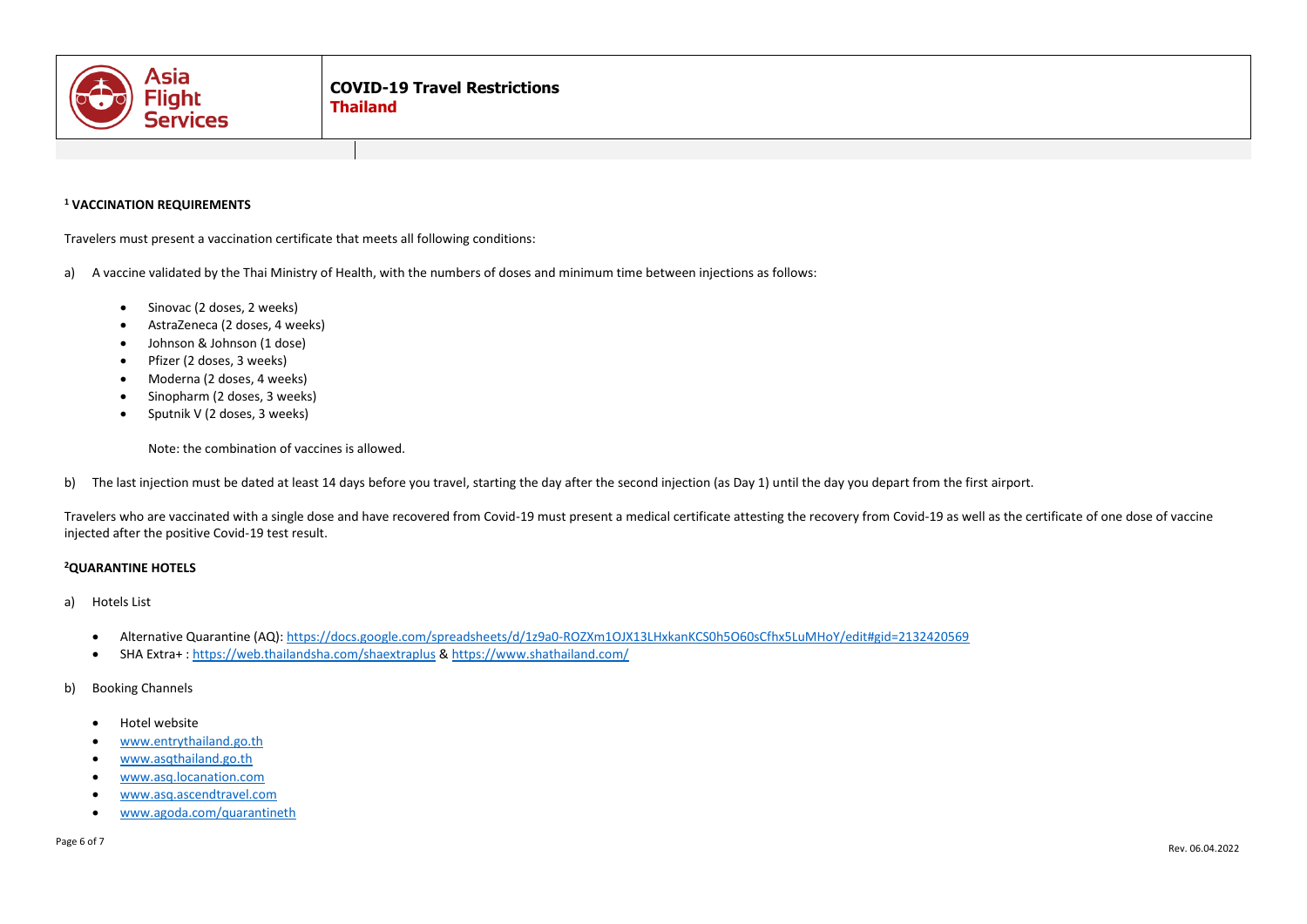[1] **VACCINATION REQUIREMENTS**

Travelers must present a vaccination certificate that meets all following conditions:

a) A vaccine validated by the Thai Ministry of Health, with the numbers of doses and minimum time between injections as follows:

- Sinovac (2 doses, 2 weeks)
- AstraZeneca (2 doses, 4 weeks)
- Johnson & Johnson (1 dose)
- Pfizer (2 doses, 3 weeks)
- Moderna (2 doses, 4 weeks)
- Sinopharm (2 doses, 3 weeks)
- Sputnik V (2 doses, 3 weeks)

  Note: the combination of vaccines is allowed.

b) The last injection must be dated at least 14 days before you travel, starting the day after the second injection (as Day 1) until the day you depart from the first airport.

Travelers who are vaccinated with a single dose and have recovered from Covid-19 must present a medical certificate attesting the recovery from Covid-19 as well as the certificate of one dose of vaccine injected after the positive Covid-19 test result.

[2]**QUARANTINE HOTELS**

a) Hotels List

- Alternative Quarantine (AQ): https://docs.google.com/spreadsheets/d/1z9a0-ROZXm1OJX13LHxkanKCS0h5O60sCfhx5LuMHoY/edit#gid=2132420569
- SHA Extra+ : https://web.thailandsha.com/shaextraplus & https://www.shathailand.com/

b) Booking Channels

- Hotel website
- www.entrythailand.go.th
- www.asqthailand.go.th
- www.asq.locanation.com
- www.asq.ascendtravel.com
- www.agoda.com/quarantineth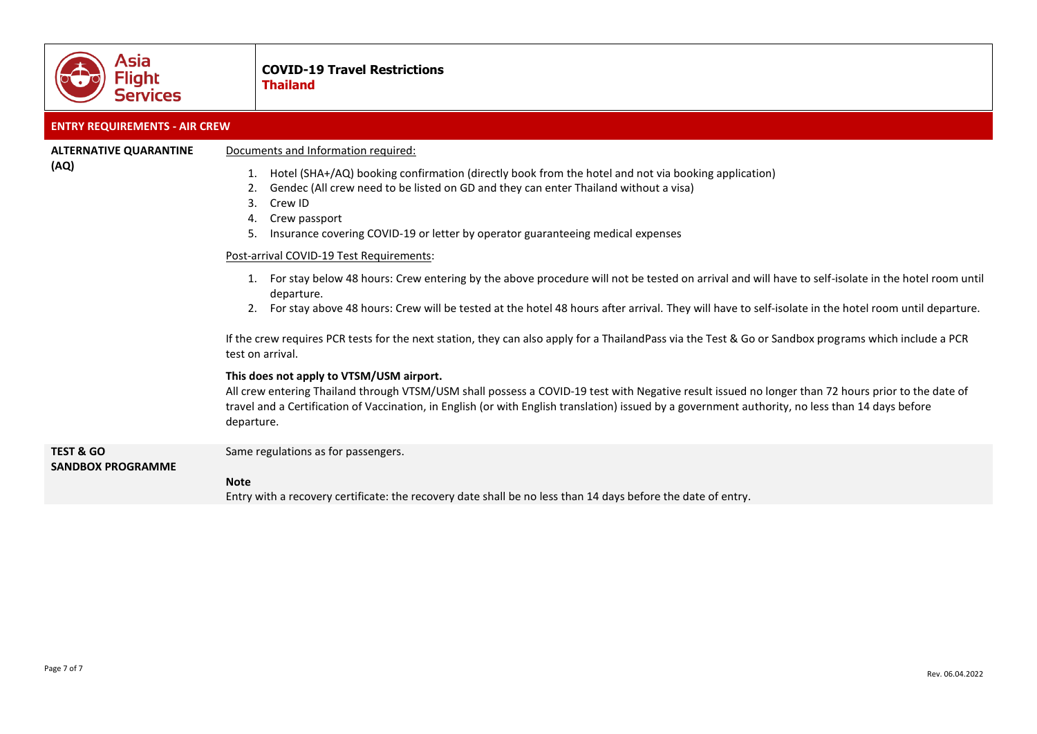# COVID-19 Travel Restrictions
## Thailand

## ENTRY REQUIREMENTS - AIR CREW

**ALTERNATIVE QUARANTINE (AQ)**

Documents and Information required:

1. Hotel (SHA+/AQ) booking confirmation (directly book from the hotel and not via booking application)
2. Gendec (All crew need to be listed on GD and they can enter Thailand without a visa)
3. Crew ID
4. Crew passport
5. Insurance covering COVID-19 or letter by operator guaranteeing medical expenses

Post-arrival COVID-19 Test Requirements:

1. For stay below 48 hours: Crew entering by the above procedure will not be tested on arrival and will have to self-isolate in the hotel room until departure.
2. For stay above 48 hours: Crew will be tested at the hotel 48 hours after arrival. They will have to self-isolate in the hotel room until departure.

If the crew requires PCR tests for the next station, they can also apply for a ThailandPass via the Test & Go or Sandbox programs which include a PCR test on arrival.

**This does not apply to VTSM/USM airport.**
All crew entering Thailand through VTSM/USM shall possess a COVID-19 test with Negative result issued no longer than 72 hours prior to the date of travel and a Certification of Vaccination, in English (or with English translation) issued by a government authority, no less than 14 days before departure.

**TEST & GO SANDBOX PROGRAMME**

Same regulations as for passengers.

**Note**
Entry with a recovery certificate: the recovery date shall be no less than 14 days before the date of entry.

Rev. 06.04.2022